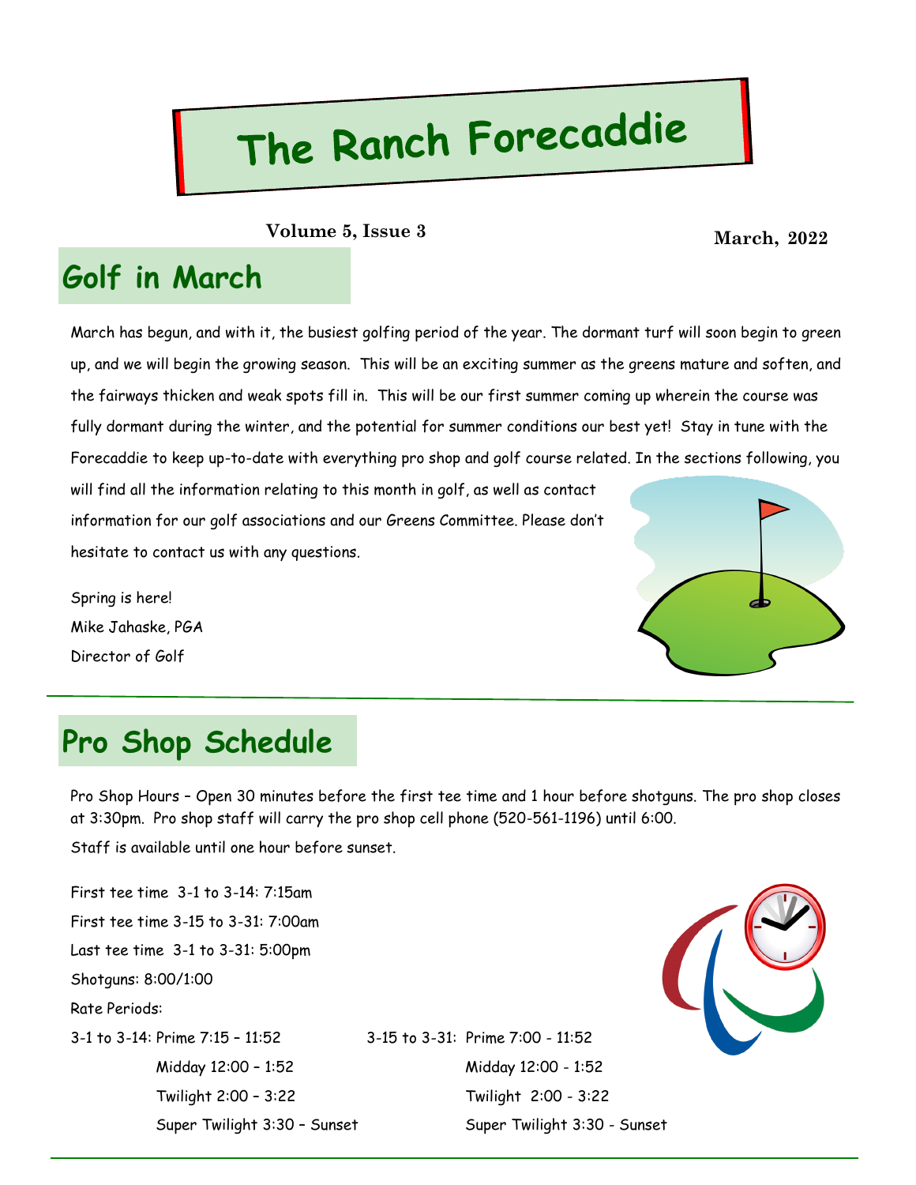# The Ranch Forecaddie

**Volume 5, Issue 3** **March, 2022**

## Golf in March

March has begun, and with it, the busiest golfing period of the year. The dormant turf will soon begin to green up, and we will begin the growing season. This will be an exciting summer as the greens mature and soften, and the fairways thicken and weak spots fill in. This will be our first summer coming up wherein the course was fully dormant during the winter, and the potential for summer conditions our best yet! Stay in tune with the Forecaddie to keep up-to-date with everything pro shop and golf course related. In the sections following, you will find all the information relating to this month in golf, as well as contact information for our golf associations and our Greens Committee. Please don't hesitate to contact us with any questions.

Spring is here!
Mike Jahaske, PGA
Director of Golf

## Pro Shop Schedule

Pro Shop Hours – Open 30 minutes before the first tee time and 1 hour before shotguns. The pro shop closes at 3:30pm. Pro shop staff will carry the pro shop cell phone (520-561-1196) until 6:00.
Staff is available until one hour before sunset.

First tee time 3-1 to 3-14: 7:15am
First tee time 3-15 to 3-31: 7:00am
Last tee time 3-1 to 3-31: 5:00pm
Shotguns: 8:00/1:00
Rate Periods:

| | | | |
|---|---|---|---|
| 3-1 to 3-14: | Prime 7:15 – 11:52 | 3-15 to 3-31: | Prime 7:00 - 11:52 |
| | Midday 12:00 – 1:52 | | Midday 12:00 - 1:52 |
| | Twilight 2:00 – 3:22 | | Twilight 2:00 - 3:22 |
| | Super Twilight 3:30 – Sunset | | Super Twilight 3:30 - Sunset |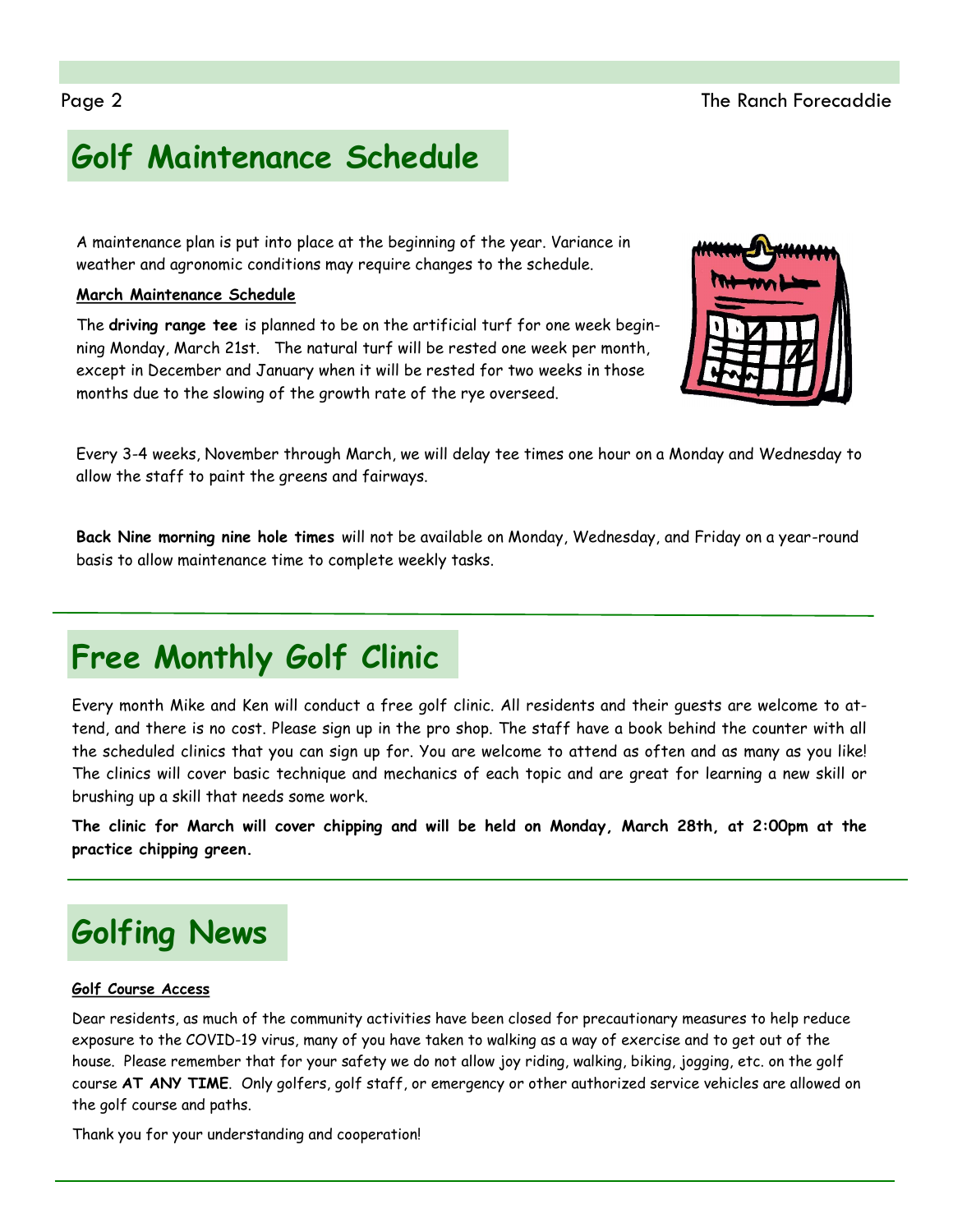# Golf Maintenance Schedule

A maintenance plan is put into place at the beginning of the year. Variance in weather and agronomic conditions may require changes to the schedule.

**March Maintenance Schedule**

The **driving range tee** is planned to be on the artificial turf for one week beginning Monday, March 21st. The natural turf will be rested one week per month, except in December and January when it will be rested for two weeks in those months due to the slowing of the growth rate of the rye overseed.

Every 3-4 weeks, November through March, we will delay tee times one hour on a Monday and Wednesday to allow the staff to paint the greens and fairways.

**Back Nine morning nine hole times** will not be available on Monday, Wednesday, and Friday on a year-round basis to allow maintenance time to complete weekly tasks.

# Free Monthly Golf Clinic

Every month Mike and Ken will conduct a free golf clinic. All residents and their guests are welcome to attend, and there is no cost. Please sign up in the pro shop. The staff have a book behind the counter with all the scheduled clinics that you can sign up for. You are welcome to attend as often and as many as you like! The clinics will cover basic technique and mechanics of each topic and are great for learning a new skill or brushing up a skill that needs some work.

**The clinic for March will cover chipping and will be held on Monday, March 28th, at 2:00pm at the practice chipping green.**

# Golfing News

**Golf Course Access**

Dear residents, as much of the community activities have been closed for precautionary measures to help reduce exposure to the COVID-19 virus, many of you have taken to walking as a way of exercise and to get out of the house. Please remember that for your safety we do not allow joy riding, walking, biking, jogging, etc. on the golf course **AT ANY TIME**. Only golfers, golf staff, or emergency or other authorized service vehicles are allowed on the golf course and paths.

Thank you for your understanding and cooperation!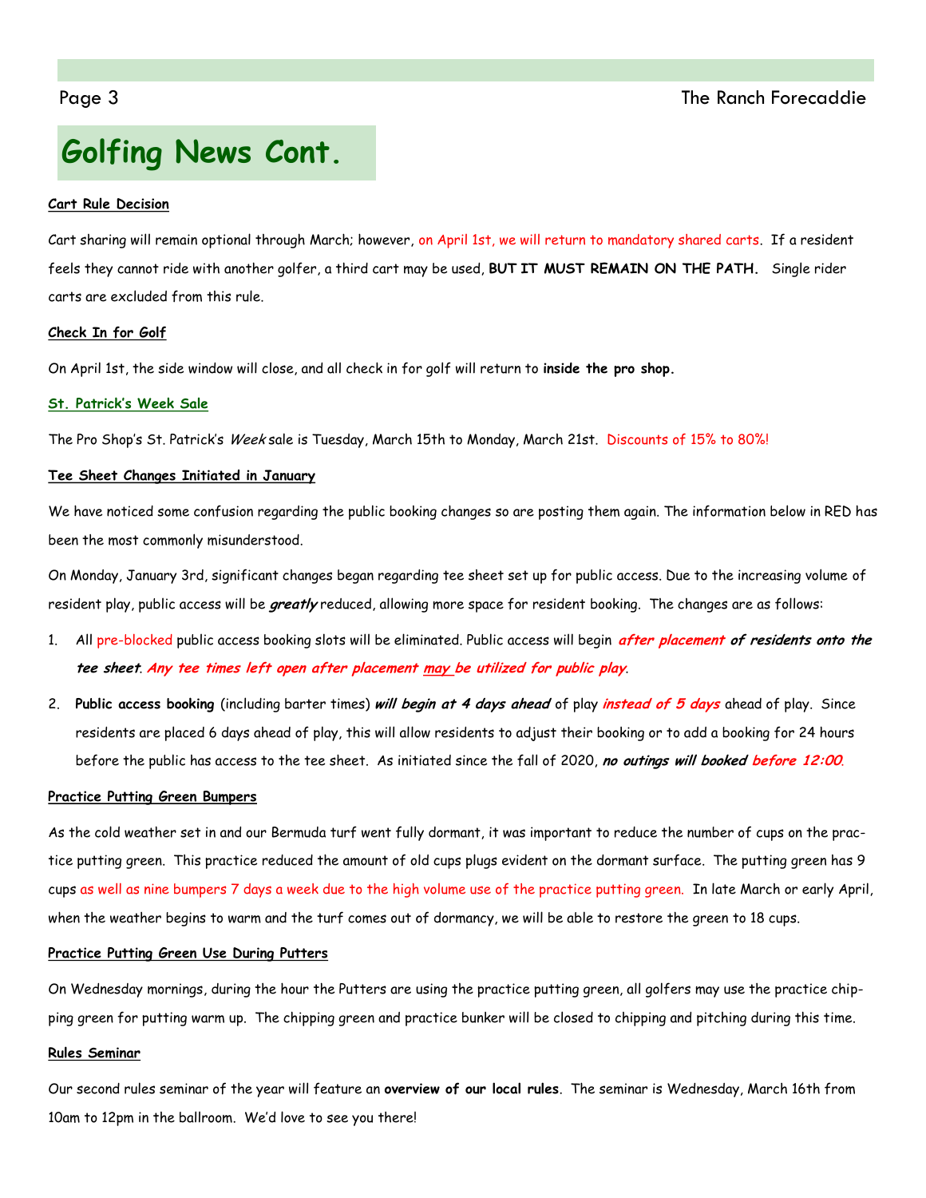# Golfing News Cont.

**Cart Rule Decision**

Cart sharing will remain optional through March; however, on April 1st, we will return to mandatory shared carts. If a resident feels they cannot ride with another golfer, a third cart may be used, **BUT IT MUST REMAIN ON THE PATH.** Single rider carts are excluded from this rule.

**Check In for Golf**

On April 1st, the side window will close, and all check in for golf will return to **inside the pro shop.**

**St. Patrick's Week Sale**

The Pro Shop's St. Patrick's *Week* sale is Tuesday, March 15th to Monday, March 21st. Discounts of 15% to 80%!

**Tee Sheet Changes Initiated in January**

We have noticed some confusion regarding the public booking changes so are posting them again. The information below in RED has been the most commonly misunderstood.

On Monday, January 3rd, significant changes began regarding tee sheet set up for public access. Due to the increasing volume of resident play, public access will be ***greatly*** reduced, allowing more space for resident booking. The changes are as follows:

1. All pre-blocked public access booking slots will be eliminated. Public access will begin ***after placement of residents onto the tee sheet***. ***Any tee times left open after placement may be utilized for public play***.
2. **Public access booking** (including barter times) ***will begin at 4 days ahead*** of play ***instead of 5 days*** ahead of play. Since residents are placed 6 days ahead of play, this will allow residents to adjust their booking or to add a booking for 24 hours before the public has access to the tee sheet. As initiated since the fall of 2020, ***no outings will booked before 12:00***.

**Practice Putting Green Bumpers**

As the cold weather set in and our Bermuda turf went fully dormant, it was important to reduce the number of cups on the practice putting green. This practice reduced the amount of old cups plugs evident on the dormant surface. The putting green has 9 cups as well as nine bumpers 7 days a week due to the high volume use of the practice putting green. In late March or early April, when the weather begins to warm and the turf comes out of dormancy, we will be able to restore the green to 18 cups.

**Practice Putting Green Use During Putters**

On Wednesday mornings, during the hour the Putters are using the practice putting green, all golfers may use the practice chipping green for putting warm up. The chipping green and practice bunker will be closed to chipping and pitching during this time.

**Rules Seminar**

Our second rules seminar of the year will feature an **overview of our local rules**. The seminar is Wednesday, March 16th from 10am to 12pm in the ballroom. We'd love to see you there!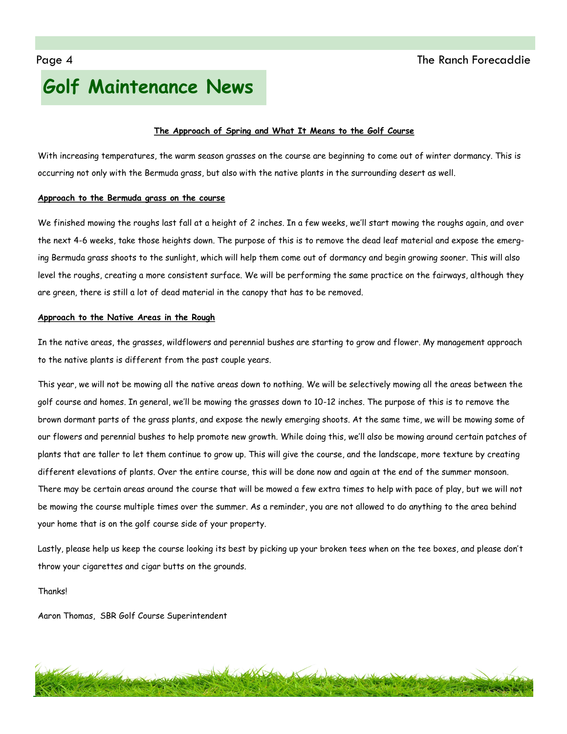# Golf Maintenance News

**The Approach of Spring and What It Means to the Golf Course**

With increasing temperatures, the warm season grasses on the course are beginning to come out of winter dormancy. This is occurring not only with the Bermuda grass, but also with the native plants in the surrounding desert as well.

**Approach to the Bermuda grass on the course**

We finished mowing the roughs last fall at a height of 2 inches. In a few weeks, we'll start mowing the roughs again, and over the next 4-6 weeks, take those heights down. The purpose of this is to remove the dead leaf material and expose the emerging Bermuda grass shoots to the sunlight, which will help them come out of dormancy and begin growing sooner. This will also level the roughs, creating a more consistent surface. We will be performing the same practice on the fairways, although they are green, there is still a lot of dead material in the canopy that has to be removed.

**Approach to the Native Areas in the Rough**

In the native areas, the grasses, wildflowers and perennial bushes are starting to grow and flower. My management approach to the native plants is different from the past couple years.

This year, we will not be mowing all the native areas down to nothing. We will be selectively mowing all the areas between the golf course and homes. In general, we'll be mowing the grasses down to 10-12 inches. The purpose of this is to remove the brown dormant parts of the grass plants, and expose the newly emerging shoots. At the same time, we will be mowing some of our flowers and perennial bushes to help promote new growth. While doing this, we'll also be mowing around certain patches of plants that are taller to let them continue to grow up. This will give the course, and the landscape, more texture by creating different elevations of plants. Over the entire course, this will be done now and again at the end of the summer monsoon. There may be certain areas around the course that will be mowed a few extra times to help with pace of play, but we will not be mowing the course multiple times over the summer. As a reminder, you are not allowed to do anything to the area behind your home that is on the golf course side of your property.

Lastly, please help us keep the course looking its best by picking up your broken tees when on the tee boxes, and please don't throw your cigarettes and cigar butts on the grounds.

Thanks!

Aaron Thomas, SBR Golf Course Superintendent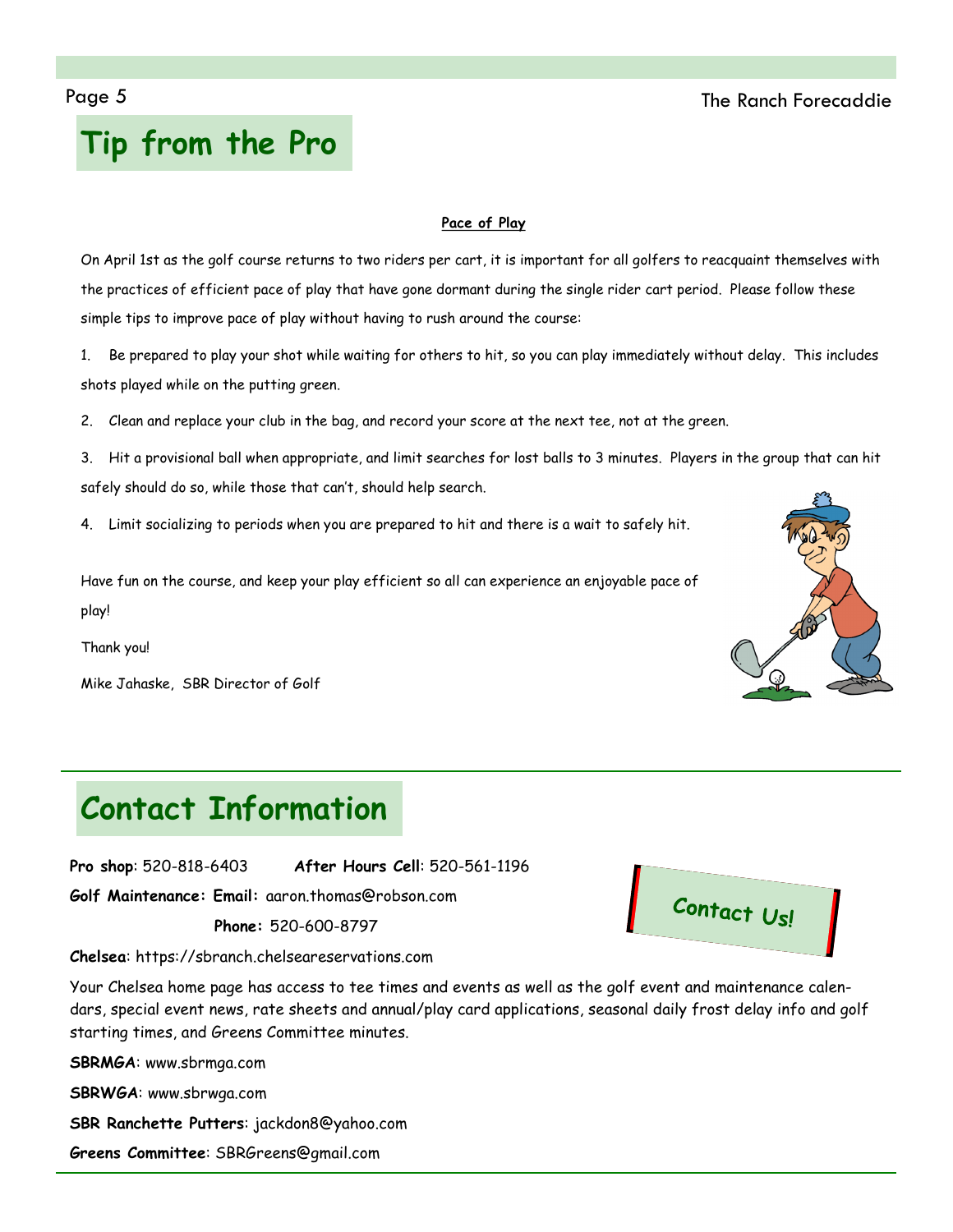# Tip from the Pro

**Pace of Play**

On April 1st as the golf course returns to two riders per cart, it is important for all golfers to reacquaint themselves with the practices of efficient pace of play that have gone dormant during the single rider cart period. Please follow these simple tips to improve pace of play without having to rush around the course:

1. Be prepared to play your shot while waiting for others to hit, so you can play immediately without delay. This includes shots played while on the putting green.

2. Clean and replace your club in the bag, and record your score at the next tee, not at the green.

3. Hit a provisional ball when appropriate, and limit searches for lost balls to 3 minutes. Players in the group that can hit safely should do so, while those that can't, should help search.

4. Limit socializing to periods when you are prepared to hit and there is a wait to safely hit.

Have fun on the course, and keep your play efficient so all can experience an enjoyable pace of play!

Thank you!

Mike Jahaske, SBR Director of Golf

# Contact Information

Contact Us!

**Pro shop**: 520-818-6403 **After Hours Cell**: 520-561-1196

**Golf Maintenance: Email:** aaron.thomas@robson.com

**Phone:** 520-600-8797

**Chelsea**: https://sbranch.chelseareservations.com

Your Chelsea home page has access to tee times and events as well as the golf event and maintenance calendars, special event news, rate sheets and annual/play card applications, seasonal daily frost delay info and golf starting times, and Greens Committee minutes.

**SBRMGA**: www.sbrmga.com

**SBRWGA**: www.sbrwga.com

**SBR Ranchette Putters**: jackdon8@yahoo.com

**Greens Committee**: SBRGreens@gmail.com